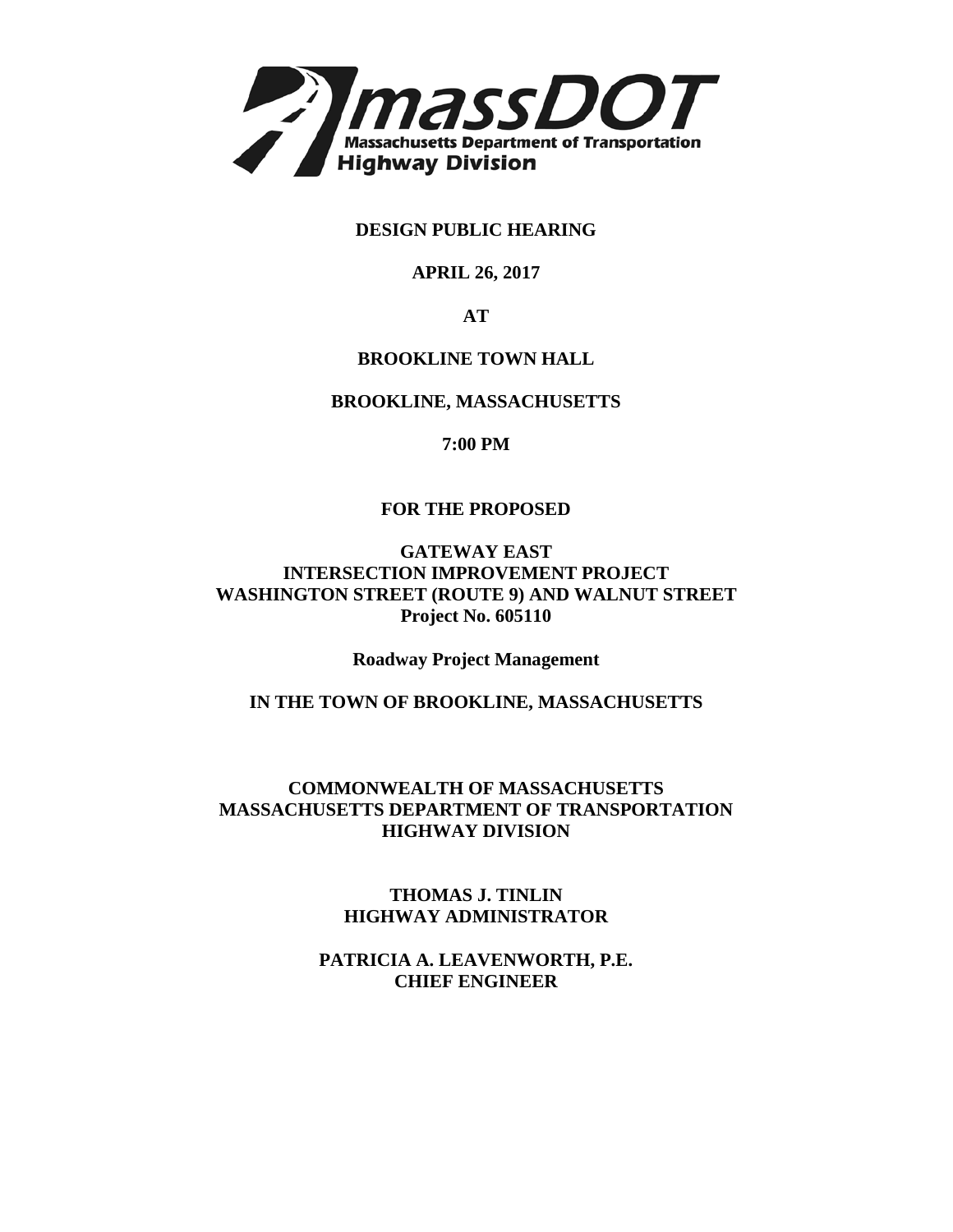massDOT
Massachusetts Department of Transportation
Highway Division

**DESIGN PUBLIC HEARING**

**APRIL 26, 2017**

**AT**

**BROOKLINE TOWN HALL**

**BROOKLINE, MASSACHUSETTS**

**7:00 PM**

**FOR THE PROPOSED**

**GATEWAY EAST**
**INTERSECTION IMPROVEMENT PROJECT**
**WASHINGTON STREET (ROUTE 9) AND WALNUT STREET**
**Project No. 605110**

**Roadway Project Management**

**IN THE TOWN OF BROOKLINE, MASSACHUSETTS**

**COMMONWEALTH OF MASSACHUSETTS**
**MASSACHUSETTS DEPARTMENT OF TRANSPORTATION**
**HIGHWAY DIVISION**

**THOMAS J. TINLIN**
**HIGHWAY ADMINISTRATOR**

**PATRICIA A. LEAVENWORTH, P.E.**
**CHIEF ENGINEER**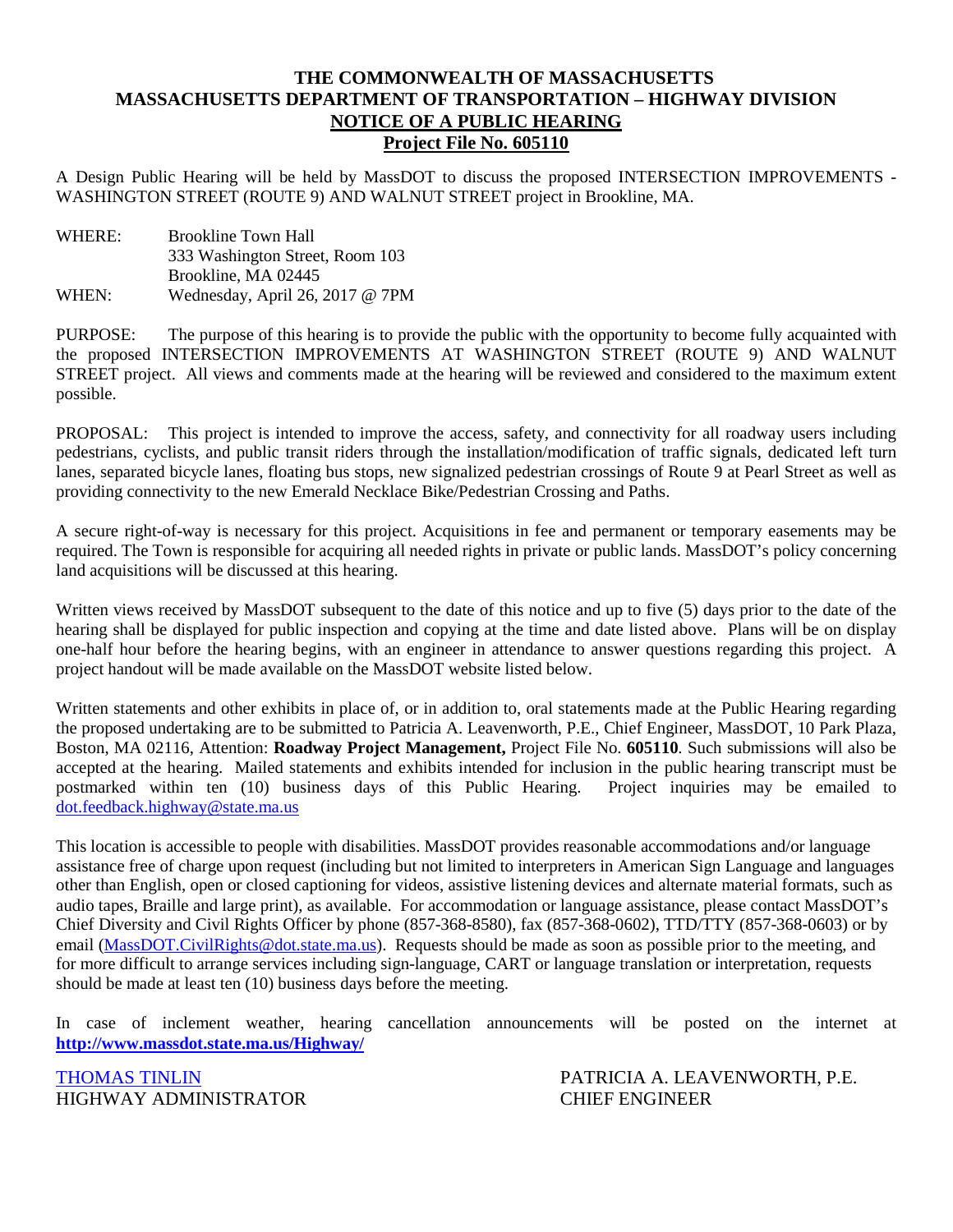**THE COMMONWEALTH OF MASSACHUSETTS**
**MASSACHUSETTS DEPARTMENT OF TRANSPORTATION – HIGHWAY DIVISION**
**NOTICE OF A PUBLIC HEARING**
**Project File No. 605110**

A Design Public Hearing will be held by MassDOT to discuss the proposed INTERSECTION IMPROVEMENTS - WASHINGTON STREET (ROUTE 9) AND WALNUT STREET project in Brookline, MA.

WHERE: Brookline Town Hall
333 Washington Street, Room 103
Brookline, MA 02445

WHEN: Wednesday, April 26, 2017 @ 7PM

PURPOSE: The purpose of this hearing is to provide the public with the opportunity to become fully acquainted with the proposed INTERSECTION IMPROVEMENTS AT WASHINGTON STREET (ROUTE 9) AND WALNUT STREET project. All views and comments made at the hearing will be reviewed and considered to the maximum extent possible.

PROPOSAL: This project is intended to improve the access, safety, and connectivity for all roadway users including pedestrians, cyclists, and public transit riders through the installation/modification of traffic signals, dedicated left turn lanes, separated bicycle lanes, floating bus stops, new signalized pedestrian crossings of Route 9 at Pearl Street as well as providing connectivity to the new Emerald Necklace Bike/Pedestrian Crossing and Paths.

A secure right-of-way is necessary for this project. Acquisitions in fee and permanent or temporary easements may be required. The Town is responsible for acquiring all needed rights in private or public lands. MassDOT's policy concerning land acquisitions will be discussed at this hearing.

Written views received by MassDOT subsequent to the date of this notice and up to five (5) days prior to the date of the hearing shall be displayed for public inspection and copying at the time and date listed above. Plans will be on display one-half hour before the hearing begins, with an engineer in attendance to answer questions regarding this project. A project handout will be made available on the MassDOT website listed below.

Written statements and other exhibits in place of, or in addition to, oral statements made at the Public Hearing regarding the proposed undertaking are to be submitted to Patricia A. Leavenworth, P.E., Chief Engineer, MassDOT, 10 Park Plaza, Boston, MA 02116, Attention: **Roadway Project Management,** Project File No. **605110**. Such submissions will also be accepted at the hearing. Mailed statements and exhibits intended for inclusion in the public hearing transcript must be postmarked within ten (10) business days of this Public Hearing. Project inquiries may be emailed to dot.feedback.highway@state.ma.us

This location is accessible to people with disabilities. MassDOT provides reasonable accommodations and/or language assistance free of charge upon request (including but not limited to interpreters in American Sign Language and languages other than English, open or closed captioning for videos, assistive listening devices and alternate material formats, such as audio tapes, Braille and large print), as available. For accommodation or language assistance, please contact MassDOT's Chief Diversity and Civil Rights Officer by phone (857-368-8580), fax (857-368-0602), TTD/TTY (857-368-0603) or by email (MassDOT.CivilRights@dot.state.ma.us). Requests should be made as soon as possible prior to the meeting, and for more difficult to arrange services including sign-language, CART or language translation or interpretation, requests should be made at least ten (10) business days before the meeting.

In case of inclement weather, hearing cancellation announcements will be posted on the internet at **http://www.massdot.state.ma.us/Highway/**

THOMAS TINLIN
HIGHWAY ADMINISTRATOR

PATRICIA A. LEAVENWORTH, P.E.
CHIEF ENGINEER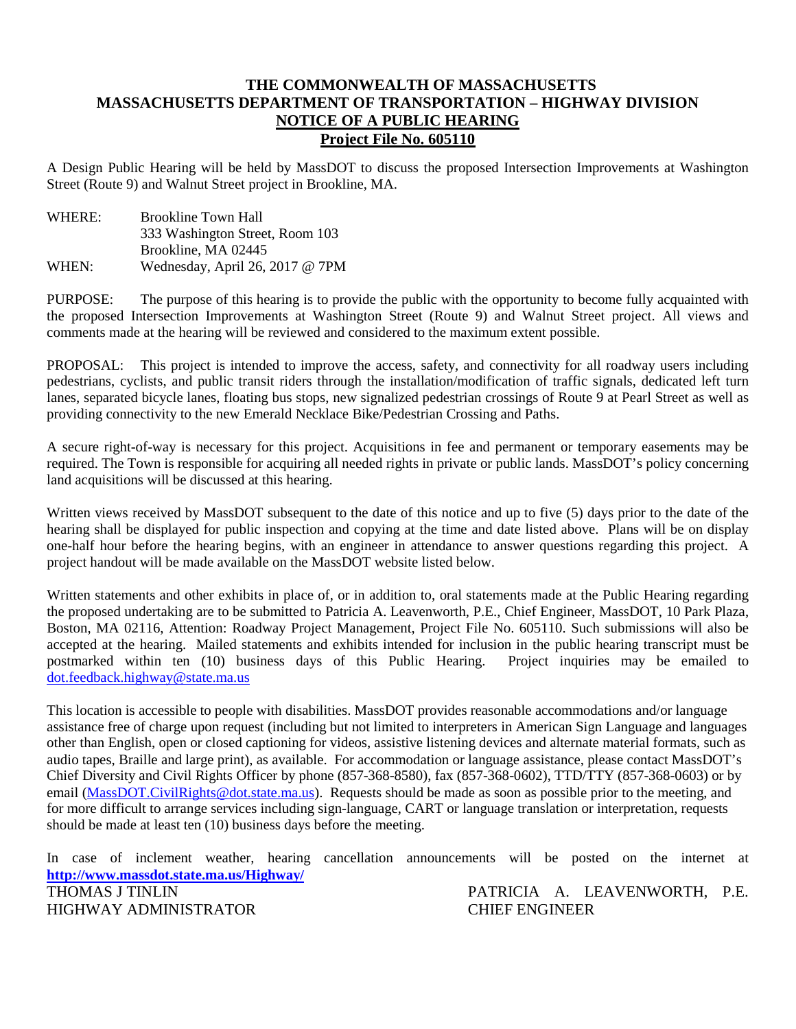**THE COMMONWEALTH OF MASSACHUSETTS**
**MASSACHUSETTS DEPARTMENT OF TRANSPORTATION – HIGHWAY DIVISION**
**NOTICE OF A PUBLIC HEARING**
**Project File No. 605110**

A Design Public Hearing will be held by MassDOT to discuss the proposed Intersection Improvements at Washington Street (Route 9) and Walnut Street project in Brookline, MA.

WHERE: Brookline Town Hall
333 Washington Street, Room 103
Brookline, MA 02445

WHEN: Wednesday, April 26, 2017 @ 7PM

PURPOSE: The purpose of this hearing is to provide the public with the opportunity to become fully acquainted with the proposed Intersection Improvements at Washington Street (Route 9) and Walnut Street project. All views and comments made at the hearing will be reviewed and considered to the maximum extent possible.

PROPOSAL: This project is intended to improve the access, safety, and connectivity for all roadway users including pedestrians, cyclists, and public transit riders through the installation/modification of traffic signals, dedicated left turn lanes, separated bicycle lanes, floating bus stops, new signalized pedestrian crossings of Route 9 at Pearl Street as well as providing connectivity to the new Emerald Necklace Bike/Pedestrian Crossing and Paths.

A secure right-of-way is necessary for this project. Acquisitions in fee and permanent or temporary easements may be required. The Town is responsible for acquiring all needed rights in private or public lands. MassDOT's policy concerning land acquisitions will be discussed at this hearing.

Written views received by MassDOT subsequent to the date of this notice and up to five (5) days prior to the date of the hearing shall be displayed for public inspection and copying at the time and date listed above. Plans will be on display one-half hour before the hearing begins, with an engineer in attendance to answer questions regarding this project. A project handout will be made available on the MassDOT website listed below.

Written statements and other exhibits in place of, or in addition to, oral statements made at the Public Hearing regarding the proposed undertaking are to be submitted to Patricia A. Leavenworth, P.E., Chief Engineer, MassDOT, 10 Park Plaza, Boston, MA 02116, Attention: Roadway Project Management, Project File No. 605110. Such submissions will also be accepted at the hearing. Mailed statements and exhibits intended for inclusion in the public hearing transcript must be postmarked within ten (10) business days of this Public Hearing. Project inquiries may be emailed to dot.feedback.highway@state.ma.us

This location is accessible to people with disabilities. MassDOT provides reasonable accommodations and/or language assistance free of charge upon request (including but not limited to interpreters in American Sign Language and languages other than English, open or closed captioning for videos, assistive listening devices and alternate material formats, such as audio tapes, Braille and large print), as available. For accommodation or language assistance, please contact MassDOT's Chief Diversity and Civil Rights Officer by phone (857-368-8580), fax (857-368-0602), TTD/TTY (857-368-0603) or by email (MassDOT.CivilRights@dot.state.ma.us). Requests should be made as soon as possible prior to the meeting, and for more difficult to arrange services including sign-language, CART or language translation or interpretation, requests should be made at least ten (10) business days before the meeting.

In case of inclement weather, hearing cancellation announcements will be posted on the internet at **http://www.massdot.state.ma.us/Highway/**

THOMAS J TINLIN
HIGHWAY ADMINISTRATOR

PATRICIA A. LEAVENWORTH, P.E.
CHIEF ENGINEER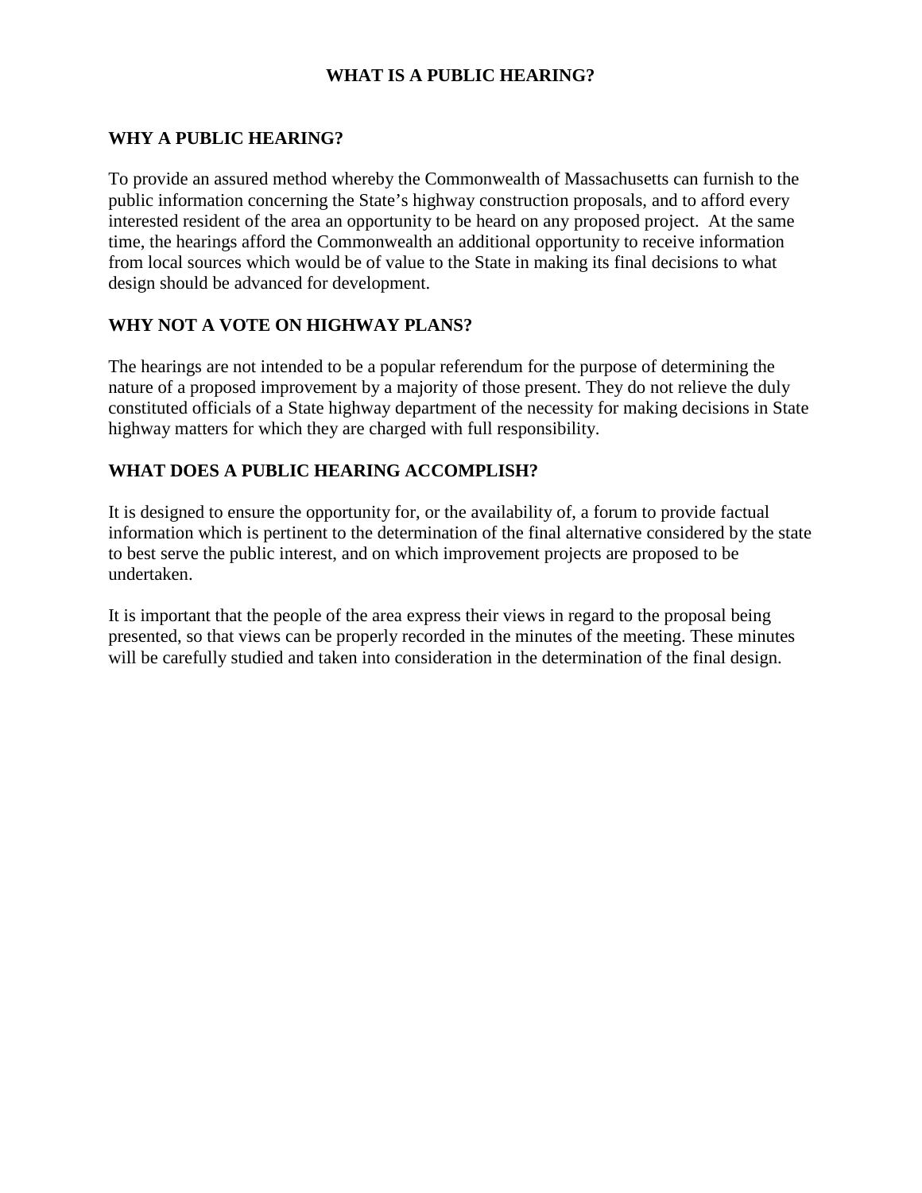# WHAT IS A PUBLIC HEARING?

## WHY A PUBLIC HEARING?

To provide an assured method whereby the Commonwealth of Massachusetts can furnish to the public information concerning the State's highway construction proposals, and to afford every interested resident of the area an opportunity to be heard on any proposed project. At the same time, the hearings afford the Commonwealth an additional opportunity to receive information from local sources which would be of value to the State in making its final decisions to what design should be advanced for development.

## WHY NOT A VOTE ON HIGHWAY PLANS?

The hearings are not intended to be a popular referendum for the purpose of determining the nature of a proposed improvement by a majority of those present. They do not relieve the duly constituted officials of a State highway department of the necessity for making decisions in State highway matters for which they are charged with full responsibility.

## WHAT DOES A PUBLIC HEARING ACCOMPLISH?

It is designed to ensure the opportunity for, or the availability of, a forum to provide factual information which is pertinent to the determination of the final alternative considered by the state to best serve the public interest, and on which improvement projects are proposed to be undertaken.

It is important that the people of the area express their views in regard to the proposal being presented, so that views can be properly recorded in the minutes of the meeting. These minutes will be carefully studied and taken into consideration in the determination of the final design.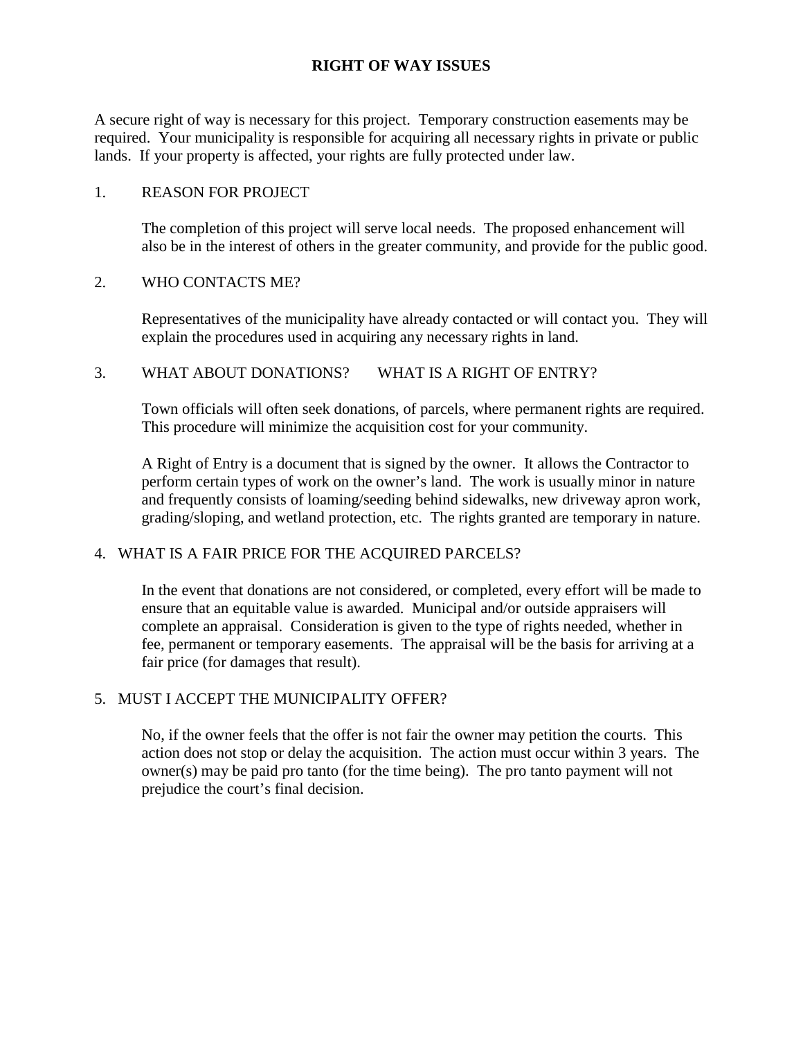# RIGHT OF WAY ISSUES

A secure right of way is necessary for this project. Temporary construction easements may be required. Your municipality is responsible for acquiring all necessary rights in private or public lands. If your property is affected, your rights are fully protected under law.

## 1. REASON FOR PROJECT

The completion of this project will serve local needs. The proposed enhancement will also be in the interest of others in the greater community, and provide for the public good.

## 2. WHO CONTACTS ME?

Representatives of the municipality have already contacted or will contact you. They will explain the procedures used in acquiring any necessary rights in land.

## 3. WHAT ABOUT DONATIONS? WHAT IS A RIGHT OF ENTRY?

Town officials will often seek donations, of parcels, where permanent rights are required. This procedure will minimize the acquisition cost for your community.

A Right of Entry is a document that is signed by the owner. It allows the Contractor to perform certain types of work on the owner's land. The work is usually minor in nature and frequently consists of loaming/seeding behind sidewalks, new driveway apron work, grading/sloping, and wetland protection, etc. The rights granted are temporary in nature.

## 4. WHAT IS A FAIR PRICE FOR THE ACQUIRED PARCELS?

In the event that donations are not considered, or completed, every effort will be made to ensure that an equitable value is awarded. Municipal and/or outside appraisers will complete an appraisal. Consideration is given to the type of rights needed, whether in fee, permanent or temporary easements. The appraisal will be the basis for arriving at a fair price (for damages that result).

## 5. MUST I ACCEPT THE MUNICIPALITY OFFER?

No, if the owner feels that the offer is not fair the owner may petition the courts. This action does not stop or delay the acquisition. The action must occur within 3 years. The owner(s) may be paid pro tanto (for the time being). The pro tanto payment will not prejudice the court's final decision.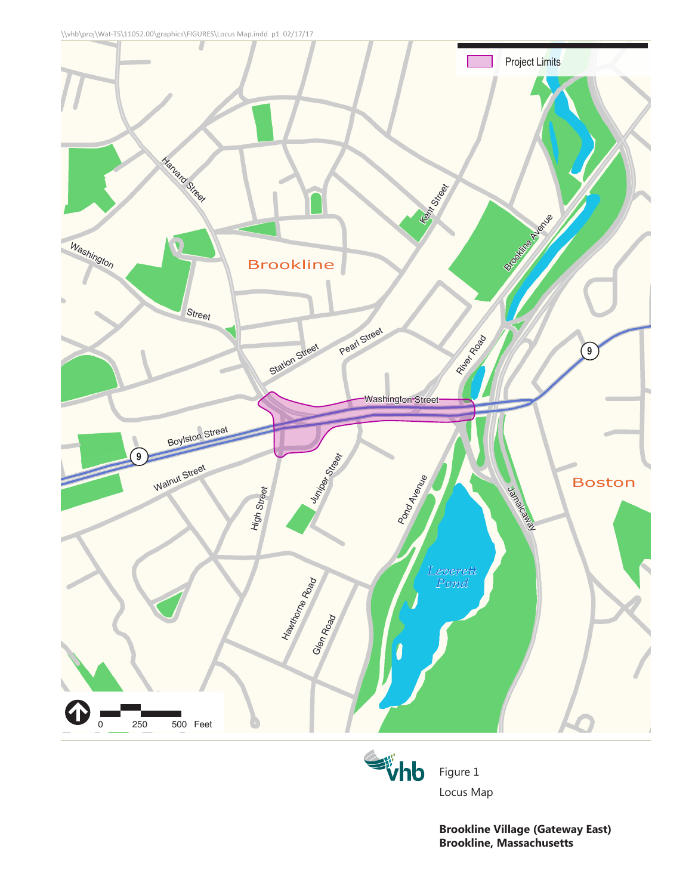Project Limits

Brookline

Boston

Harvard Street

Washington Street

Kent Street

Brookline Avenue

River Road

Pearl Street

Station Street

Washington Street

Boylston Street

Walnut Street

High Street

Juniper Street

Pond Avenue

Jamaicaway

Leverett Pond

Hawthorne Road

Glen Road

9

9

0 250 500 Feet

Figure 1

Locus Map

**Brookline Village (Gateway East)**
**Brookline, Massachusetts**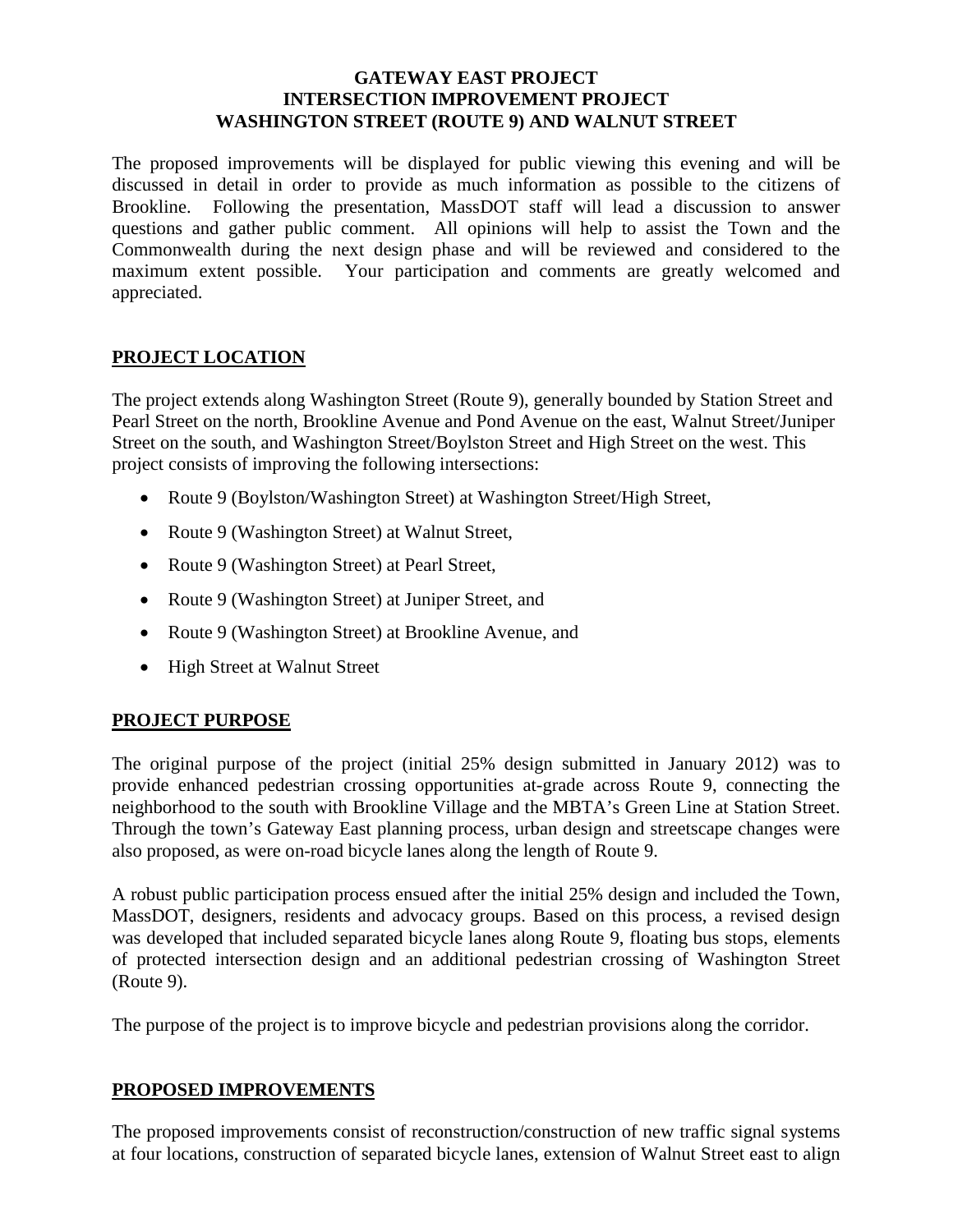**GATEWAY EAST PROJECT**
**INTERSECTION IMPROVEMENT PROJECT**
**WASHINGTON STREET (ROUTE 9) AND WALNUT STREET**

The proposed improvements will be displayed for public viewing this evening and will be discussed in detail in order to provide as much information as possible to the citizens of Brookline. Following the presentation, MassDOT staff will lead a discussion to answer questions and gather public comment. All opinions will help to assist the Town and the Commonwealth during the next design phase and will be reviewed and considered to the maximum extent possible. Your participation and comments are greatly welcomed and appreciated.

## PROJECT LOCATION

The project extends along Washington Street (Route 9), generally bounded by Station Street and Pearl Street on the north, Brookline Avenue and Pond Avenue on the east, Walnut Street/Juniper Street on the south, and Washington Street/Boylston Street and High Street on the west. This project consists of improving the following intersections:

- Route 9 (Boylston/Washington Street) at Washington Street/High Street,
- Route 9 (Washington Street) at Walnut Street,
- Route 9 (Washington Street) at Pearl Street,
- Route 9 (Washington Street) at Juniper Street, and
- Route 9 (Washington Street) at Brookline Avenue, and
- High Street at Walnut Street

## PROJECT PURPOSE

The original purpose of the project (initial 25% design submitted in January 2012) was to provide enhanced pedestrian crossing opportunities at-grade across Route 9, connecting the neighborhood to the south with Brookline Village and the MBTA's Green Line at Station Street. Through the town's Gateway East planning process, urban design and streetscape changes were also proposed, as were on-road bicycle lanes along the length of Route 9.

A robust public participation process ensued after the initial 25% design and included the Town, MassDOT, designers, residents and advocacy groups. Based on this process, a revised design was developed that included separated bicycle lanes along Route 9, floating bus stops, elements of protected intersection design and an additional pedestrian crossing of Washington Street (Route 9).

The purpose of the project is to improve bicycle and pedestrian provisions along the corridor.

## PROPOSED IMPROVEMENTS

The proposed improvements consist of reconstruction/construction of new traffic signal systems at four locations, construction of separated bicycle lanes, extension of Walnut Street east to align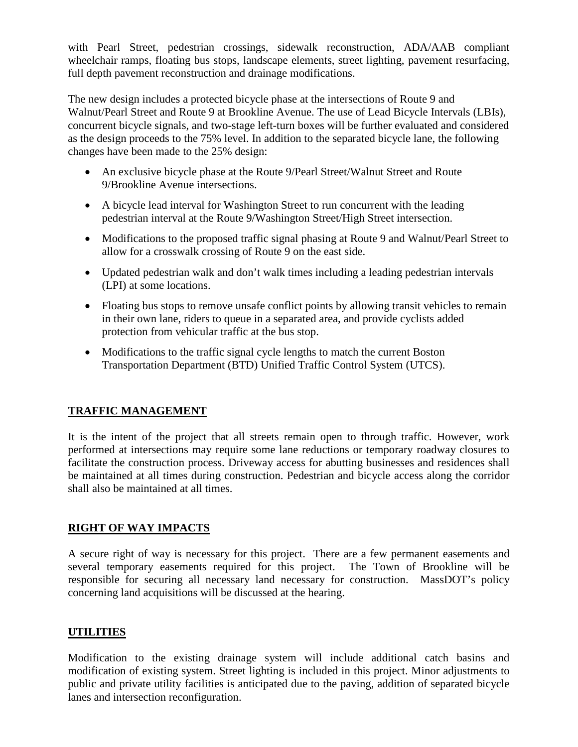with Pearl Street, pedestrian crossings, sidewalk reconstruction, ADA/AAB compliant wheelchair ramps, floating bus stops, landscape elements, street lighting, pavement resurfacing, full depth pavement reconstruction and drainage modifications.

The new design includes a protected bicycle phase at the intersections of Route 9 and Walnut/Pearl Street and Route 9 at Brookline Avenue. The use of Lead Bicycle Intervals (LBIs), concurrent bicycle signals, and two-stage left-turn boxes will be further evaluated and considered as the design proceeds to the 75% level. In addition to the separated bicycle lane, the following changes have been made to the 25% design:

- An exclusive bicycle phase at the Route 9/Pearl Street/Walnut Street and Route 9/Brookline Avenue intersections.
- A bicycle lead interval for Washington Street to run concurrent with the leading pedestrian interval at the Route 9/Washington Street/High Street intersection.
- Modifications to the proposed traffic signal phasing at Route 9 and Walnut/Pearl Street to allow for a crosswalk crossing of Route 9 on the east side.
- Updated pedestrian walk and don't walk times including a leading pedestrian intervals (LPI) at some locations.
- Floating bus stops to remove unsafe conflict points by allowing transit vehicles to remain in their own lane, riders to queue in a separated area, and provide cyclists added protection from vehicular traffic at the bus stop.
- Modifications to the traffic signal cycle lengths to match the current Boston Transportation Department (BTD) Unified Traffic Control System (UTCS).

## TRAFFIC MANAGEMENT

It is the intent of the project that all streets remain open to through traffic. However, work performed at intersections may require some lane reductions or temporary roadway closures to facilitate the construction process. Driveway access for abutting businesses and residences shall be maintained at all times during construction. Pedestrian and bicycle access along the corridor shall also be maintained at all times.

## RIGHT OF WAY IMPACTS

A secure right of way is necessary for this project. There are a few permanent easements and several temporary easements required for this project. The Town of Brookline will be responsible for securing all necessary land necessary for construction. MassDOT's policy concerning land acquisitions will be discussed at the hearing.

## UTILITIES

Modification to the existing drainage system will include additional catch basins and modification of existing system. Street lighting is included in this project. Minor adjustments to public and private utility facilities is anticipated due to the paving, addition of separated bicycle lanes and intersection reconfiguration.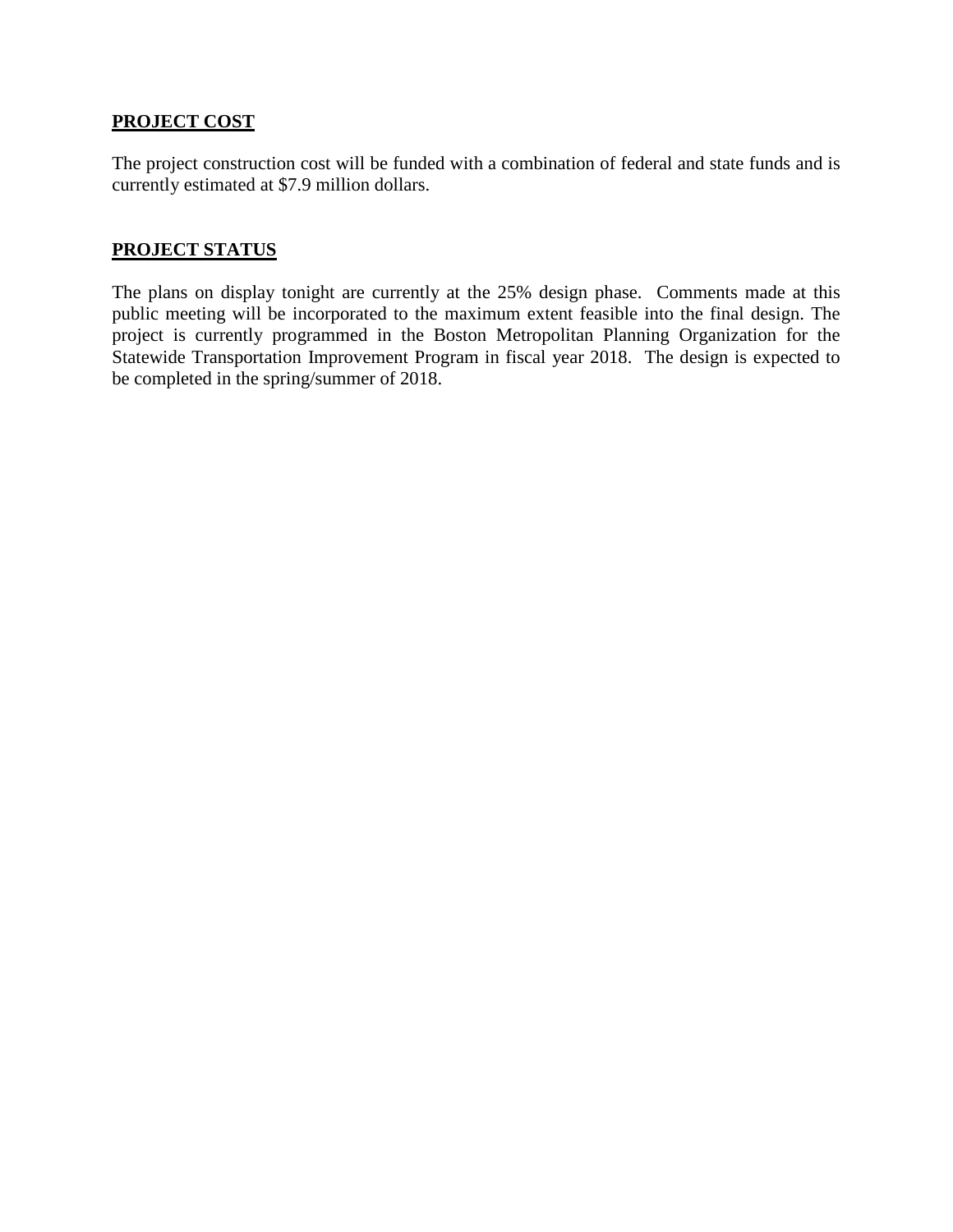## PROJECT COST

The project construction cost will be funded with a combination of federal and state funds and is currently estimated at $7.9 million dollars.

## PROJECT STATUS

The plans on display tonight are currently at the 25% design phase. Comments made at this public meeting will be incorporated to the maximum extent feasible into the final design. The project is currently programmed in the Boston Metropolitan Planning Organization for the Statewide Transportation Improvement Program in fiscal year 2018. The design is expected to be completed in the spring/summer of 2018.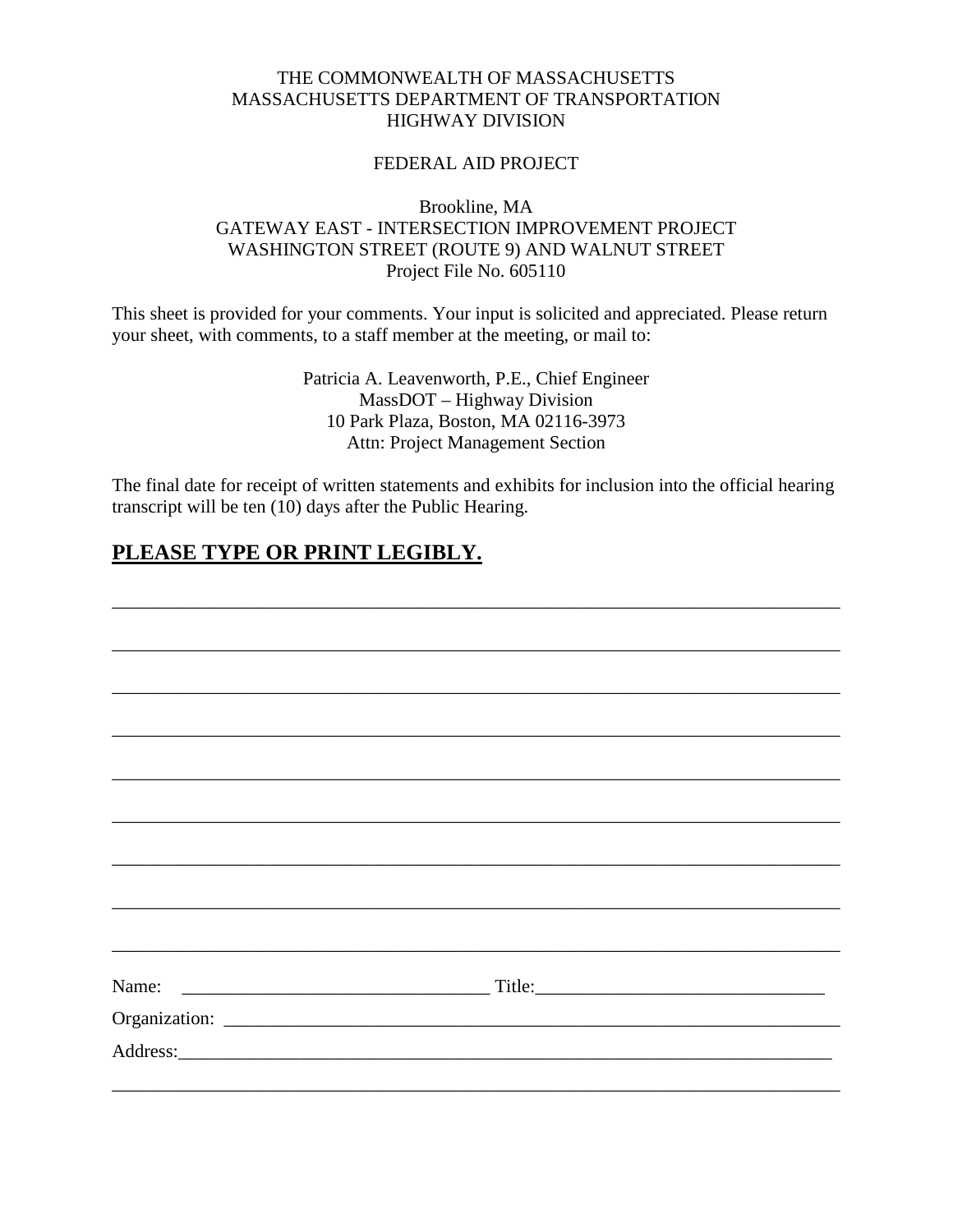THE COMMONWEALTH OF MASSACHUSETTS
MASSACHUSETTS DEPARTMENT OF TRANSPORTATION
HIGHWAY DIVISION

FEDERAL AID PROJECT

Brookline, MA
GATEWAY EAST - INTERSECTION IMPROVEMENT PROJECT
WASHINGTON STREET (ROUTE 9) AND WALNUT STREET
Project File No. 605110

This sheet is provided for your comments. Your input is solicited and appreciated. Please return your sheet, with comments, to a staff member at the meeting, or mail to:

Patricia A. Leavenworth, P.E., Chief Engineer
MassDOT – Highway Division
10 Park Plaza, Boston, MA 02116-3973
Attn: Project Management Section

The final date for receipt of written statements and exhibits for inclusion into the official hearing transcript will be ten (10) days after the Public Hearing.

**PLEASE TYPE OR PRINT LEGIBLY.**

___________________________________________________________________________

___________________________________________________________________________

___________________________________________________________________________

___________________________________________________________________________

___________________________________________________________________________

___________________________________________________________________________

___________________________________________________________________________

___________________________________________________________________________

___________________________________________________________________________

Name: _________________________________ Title:_______________________________

Organization: _____________________________________________________________

Address:___________________________________________________________________

___________________________________________________________________________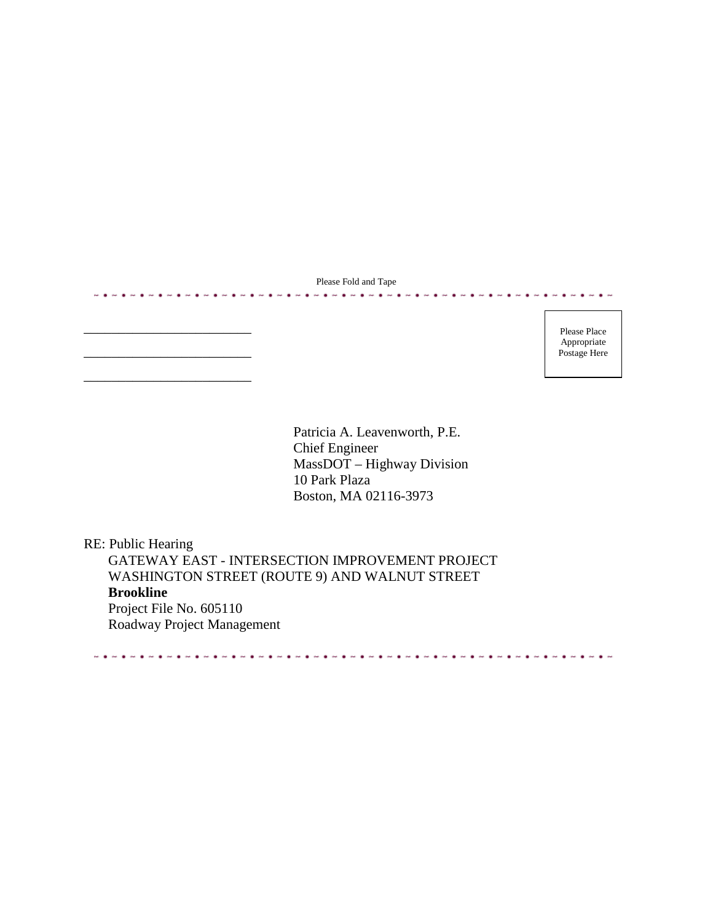Please Fold and Tape

\_\_\_\_\_\_\_\_\_\_\_\_\_\_\_\_\_\_\_\_\_\_\_\_\_\_

\_\_\_\_\_\_\_\_\_\_\_\_\_\_\_\_\_\_\_\_\_\_\_\_\_\_

\_\_\_\_\_\_\_\_\_\_\_\_\_\_\_\_\_\_\_\_\_\_\_\_\_\_

Please Place Appropriate Postage Here

Patricia A. Leavenworth, P.E.
Chief Engineer
MassDOT – Highway Division
10 Park Plaza
Boston, MA 02116-3973

RE: Public Hearing
GATEWAY EAST - INTERSECTION IMPROVEMENT PROJECT
WASHINGTON STREET (ROUTE 9) AND WALNUT STREET
**Brookline**
Project File No. 605110
Roadway Project Management